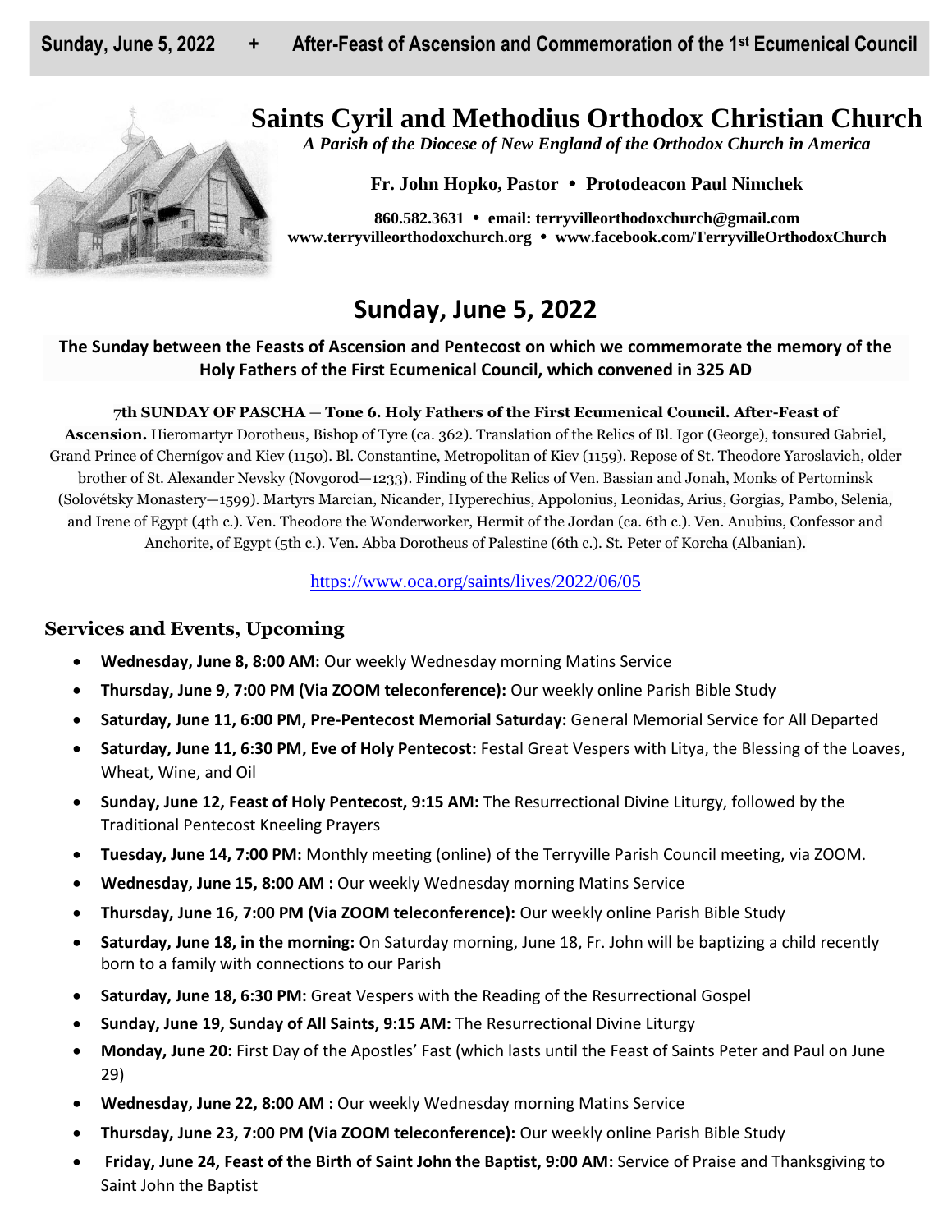Sunday, June 5, 2022 + After-Feast of Ascension and Commemoration of the 1st Ecumenical Council

# Saints Cyril and Methodius Orthodox Christian Church

*A Parish of the Diocese of New England of the Orthodox Church in America*

**Fr. John Hopko, Pastor • Protodeacon Paul Nimchek**

**860.582.3631 • email: terryvilleorthodoxchurch@gmail.com**
**www.terryvilleorthodoxchurch.org • www.facebook.com/TerryvilleOrthodoxChurch**

## Sunday, June 5, 2022

**The Sunday between the Feasts of Ascension and Pentecost on which we commemorate the memory of the Holy Fathers of the First Ecumenical Council, which convened in 325 AD**

**7th SUNDAY OF PASCHA — Tone 6. Holy Fathers of the First Ecumenical Council. After-Feast of Ascension.** Hieromartyr Dorotheus, Bishop of Tyre (ca. 362). Translation of the Relics of Bl. Igor (George), tonsured Gabriel, Grand Prince of Chernígov and Kiev (1150). Bl. Constantine, Metropolitan of Kiev (1159). Repose of St. Theodore Yaroslavich, older brother of St. Alexander Nevsky (Novgorod—1233). Finding of the Relics of Ven. Bassian and Jonah, Monks of Pertominsk (Solovétsky Monastery—1599). Martyrs Marcian, Nicander, Hyperechius, Appolonius, Leonidas, Arius, Gorgias, Pambo, Selenia, and Irene of Egypt (4th c.). Ven. Theodore the Wonderworker, Hermit of the Jordan (ca. 6th c.). Ven. Anubius, Confessor and Anchorite, of Egypt (5th c.). Ven. Abba Dorotheus of Palestine (6th c.). St. Peter of Korcha (Albanian).

https://www.oca.org/saints/lives/2022/06/05

---

### Services and Events, Upcoming

- **Wednesday, June 8, 8:00 AM:** Our weekly Wednesday morning Matins Service
- **Thursday, June 9, 7:00 PM (Via ZOOM teleconference):** Our weekly online Parish Bible Study
- **Saturday, June 11, 6:00 PM, Pre-Pentecost Memorial Saturday:** General Memorial Service for All Departed
- **Saturday, June 11, 6:30 PM, Eve of Holy Pentecost:** Festal Great Vespers with Litya, the Blessing of the Loaves, Wheat, Wine, and Oil
- **Sunday, June 12, Feast of Holy Pentecost, 9:15 AM:** The Resurrectional Divine Liturgy, followed by the Traditional Pentecost Kneeling Prayers
- **Tuesday, June 14, 7:00 PM:** Monthly meeting (online) of the Terryville Parish Council meeting, via ZOOM.
- **Wednesday, June 15, 8:00 AM :** Our weekly Wednesday morning Matins Service
- **Thursday, June 16, 7:00 PM (Via ZOOM teleconference):** Our weekly online Parish Bible Study
- **Saturday, June 18, in the morning:** On Saturday morning, June 18, Fr. John will be baptizing a child recently born to a family with connections to our Parish
- **Saturday, June 18, 6:30 PM:** Great Vespers with the Reading of the Resurrectional Gospel
- **Sunday, June 19, Sunday of All Saints, 9:15 AM:** The Resurrectional Divine Liturgy
- **Monday, June 20:** First Day of the Apostles' Fast (which lasts until the Feast of Saints Peter and Paul on June 29)
- **Wednesday, June 22, 8:00 AM :** Our weekly Wednesday morning Matins Service
- **Thursday, June 23, 7:00 PM (Via ZOOM teleconference):** Our weekly online Parish Bible Study
- **Friday, June 24, Feast of the Birth of Saint John the Baptist, 9:00 AM:** Service of Praise and Thanksgiving to Saint John the Baptist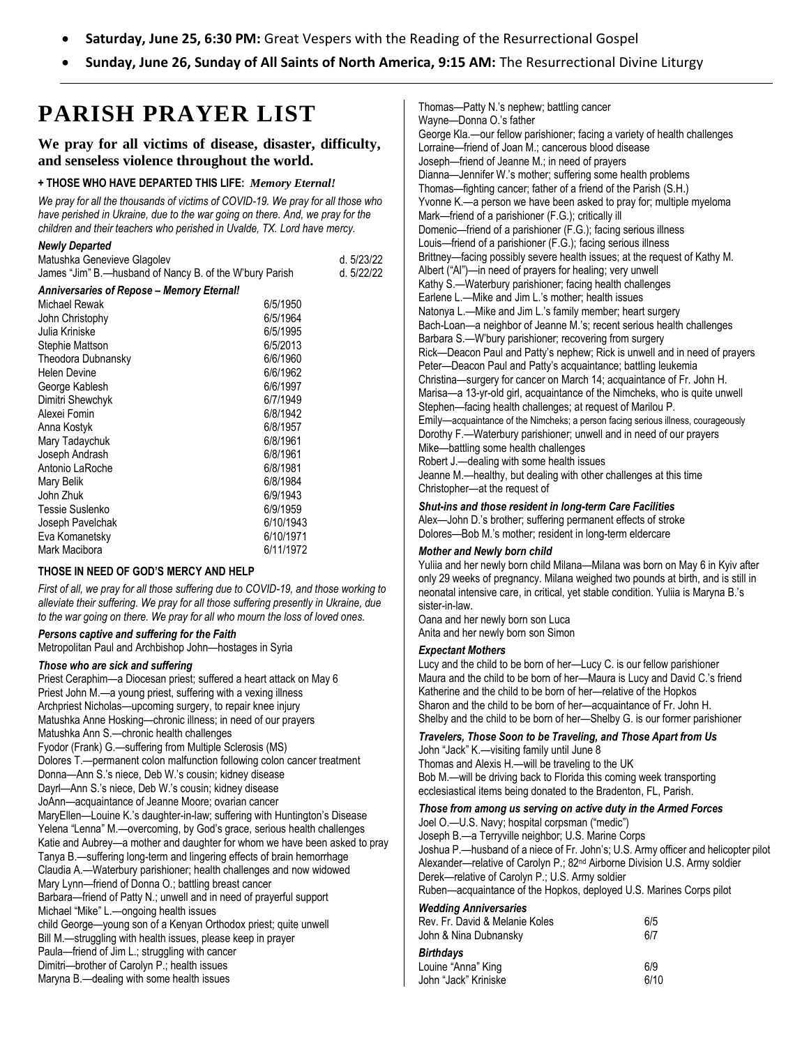- **Saturday, June 25, 6:30 PM:** Great Vespers with the Reading of the Resurrectional Gospel
- **Sunday, June 26, Sunday of All Saints of North America, 9:15 AM:** The Resurrectional Divine Liturgy

# PARISH PRAYER LIST

**We pray for all victims of disease, disaster, difficulty, and senseless violence throughout the world.**

**+ THOSE WHO HAVE DEPARTED THIS LIFE:** ***Memory Eternal!***

*We pray for all the thousands of victims of COVID-19. We pray for all those who have perished in Ukraine, due to the war going on there. And, we pray for the children and their teachers who perished in Uvalde, TX. Lord have mercy.*

***Newly Departed***

| | |
|---|---|
| Matushka Genevieve Glagolev | d. 5/23/22 |
| James "Jim" B.—husband of Nancy B. of the W'bury Parish | d. 5/22/22 |

***Anniversaries of Repose – Memory Eternal!***

| | |
|---|---|
| Michael Rewak | 6/5/1950 |
| John Christophy | 6/5/1964 |
| Julia Kriniske | 6/5/1995 |
| Stephie Mattson | 6/5/2013 |
| Theodora Dubnansky | 6/6/1960 |
| Helen Devine | 6/6/1962 |
| George Kablesh | 6/6/1997 |
| Dimitri Shewchyk | 6/7/1949 |
| Alexei Fomin | 6/8/1942 |
| Anna Kostyk | 6/8/1957 |
| Mary Tadaychuk | 6/8/1961 |
| Joseph Andrash | 6/8/1961 |
| Antonio LaRoche | 6/8/1981 |
| Mary Belik | 6/8/1984 |
| John Zhuk | 6/9/1943 |
| Tessie Suslenko | 6/9/1959 |
| Joseph Pavelchak | 6/10/1943 |
| Eva Komanetsky | 6/10/1971 |
| Mark Macibora | 6/11/1972 |

**THOSE IN NEED OF GOD'S MERCY AND HELP**

*First of all, we pray for all those suffering due to COVID-19, and those working to alleviate their suffering. We pray for all those suffering presently in Ukraine, due to the war going on there. We pray for all who mourn the loss of loved ones.*

***Persons captive and suffering for the Faith***

Metropolitan Paul and Archbishop John—hostages in Syria

***Those who are sick and suffering***

Priest Ceraphim—a Diocesan priest; suffered a heart attack on May 6
Priest John M.—a young priest, suffering with a vexing illness
Archpriest Nicholas—upcoming surgery, to repair knee injury
Matushka Anne Hosking—chronic illness; in need of our prayers
Matushka Ann S.—chronic health challenges
Fyodor (Frank) G.—suffering from Multiple Sclerosis (MS)
Dolores T.—permanent colon malfunction following colon cancer treatment
Donna—Ann S.'s niece, Deb W.'s cousin; kidney disease
Dayrl—Ann S.'s niece, Deb W.'s cousin; kidney disease
JoAnn—acquaintance of Jeanne Moore; ovarian cancer
MaryEllen—Louine K.'s daughter-in-law; suffering with Huntington's Disease
Yelena "Lenna" M.—overcoming, by God's grace, serious health challenges
Katie and Aubrey—a mother and daughter for whom we have been asked to pray
Tanya B.—suffering long-term and lingering effects of brain hemorrhage
Claudia A.—Waterbury parishioner; health challenges and now widowed
Mary Lynn—friend of Donna O.; battling breast cancer
Barbara—friend of Patty N.; unwell and in need of prayerful support
Michael "Mike" L.—ongoing health issues
child George—young son of a Kenyan Orthodox priest; quite unwell
Bill M.—struggling with health issues, please keep in prayer
Paula—friend of Jim L.; struggling with cancer
Dimitri—brother of Carolyn P.; health issues
Maryna B.—dealing with some health issues
Thomas—Patty N.'s nephew; battling cancer
Wayne—Donna O.'s father
George Kla.—our fellow parishioner; facing a variety of health challenges
Lorraine—friend of Joan M.; cancerous blood disease
Joseph—friend of Jeanne M.; in need of prayers
Dianna—Jennifer W.'s mother; suffering some health problems
Thomas—fighting cancer; father of a friend of the Parish (S.H.)
Yvonne K.—a person we have been asked to pray for; multiple myeloma
Mark—friend of a parishioner (F.G.); critically ill
Domenic—friend of a parishioner (F.G.); facing serious illness
Louis—friend of a parishioner (F.G.); facing serious illness
Brittney—facing possibly severe health issues; at the request of Kathy M.
Albert ("Al")—in need of prayers for healing; very unwell
Kathy S.—Waterbury parishioner; facing health challenges
Earlene L.—Mike and Jim L.'s mother; health issues
Natonya L.—Mike and Jim L.'s family member; heart surgery
Bach-Loan—a neighbor of Jeanne M.'s; recent serious health challenges
Barbara S.—W'bury parishioner; recovering from surgery
Rick—Deacon Paul and Patty's nephew; Rick is unwell and in need of prayers
Peter—Deacon Paul and Patty's acquaintance; battling leukemia
Christina—surgery for cancer on March 14; acquaintance of Fr. John H.
Marisa—a 13-yr-old girl, acquaintance of the Nimcheks, who is quite unwell
Stephen—facing health challenges; at request of Marilou P.
Emily—acquaintance of the Nimcheks; a person facing serious illness, courageously
Dorothy F.—Waterbury parishioner; unwell and in need of our prayers
Mike—battling some health challenges
Robert J.—dealing with some health issues
Jeanne M.—healthy, but dealing with other challenges at this time
Christopher—at the request of

***Shut-ins and those resident in long-term Care Facilities***

Alex—John D.'s brother; suffering permanent effects of stroke
Dolores—Bob M.'s mother; resident in long-term eldercare

***Mother and Newly born child***

Yuliia and her newly born child Milana—Milana was born on May 6 in Kyiv after only 29 weeks of pregnancy. Milana weighed two pounds at birth, and is still in neonatal intensive care, in critical, yet stable condition. Yuliia is Maryna B.'s sister-in-law.
Oana and her newly born son Luca
Anita and her newly born son Simon

***Expectant Mothers***

Lucy and the child to be born of her—Lucy C. is our fellow parishioner
Maura and the child to be born of her—Maura is Lucy and David C.'s friend
Katherine and the child to be born of her—relative of the Hopkos
Sharon and the child to be born of her—acquaintance of Fr. John H.
Shelby and the child to be born of her—Shelby G. is our former parishioner

***Travelers, Those Soon to be Traveling, and Those Apart from Us***

John "Jack" K.—visiting family until June 8
Thomas and Alexis H.—will be traveling to the UK
Bob M.—will be driving back to Florida this coming week transporting ecclesiastical items being donated to the Bradenton, FL, Parish.

***Those from among us serving on active duty in the Armed Forces***

Joel O.—U.S. Navy; hospital corpsman ("medic")
Joseph B.—a Terryville neighbor; U.S. Marine Corps
Joshua P.—husband of a niece of Fr. John's; U.S. Army officer and helicopter pilot
Alexander—relative of Carolyn P.; 82nd Airborne Division U.S. Army soldier
Derek—relative of Carolyn P.; U.S. Army soldier
Ruben—acquaintance of the Hopkos, deployed U.S. Marines Corps pilot

***Wedding Anniversaries***

| | |
|---|---|
| Rev. Fr. David & Melanie Koles | 6/5 |
| John & Nina Dubnansky | 6/7 |

***Birthdays***

| | |
|---|---|
| Louine "Anna" King | 6/9 |
| John "Jack" Kriniske | 6/10 |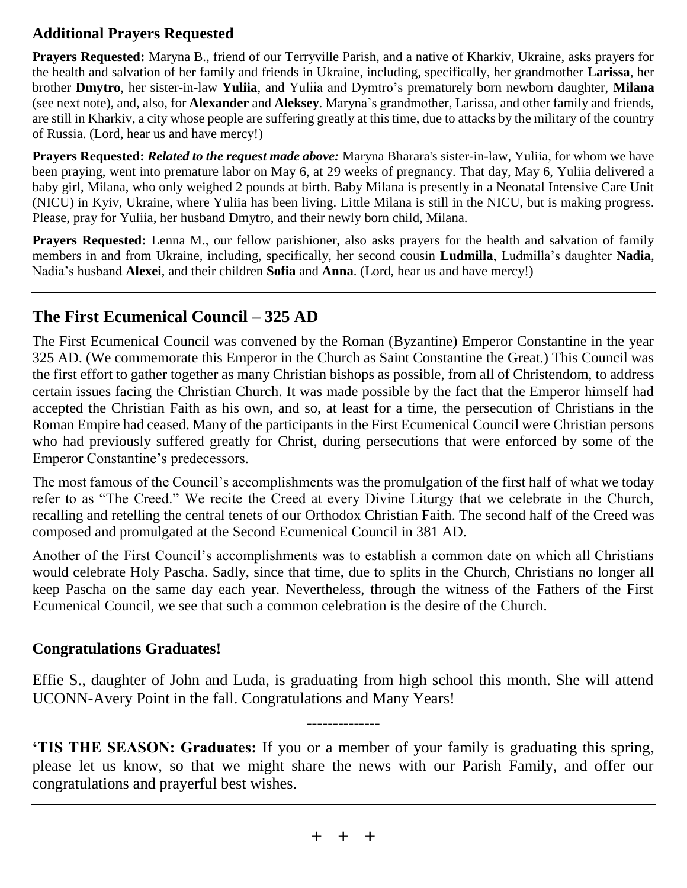## Additional Prayers Requested

**Prayers Requested:** Maryna B., friend of our Terryville Parish, and a native of Kharkiv, Ukraine, asks prayers for the health and salvation of her family and friends in Ukraine, including, specifically, her grandmother **Larissa**, her brother **Dmytro**, her sister-in-law **Yuliia**, and Yuliia and Dymtro's prematurely born newborn daughter, **Milana** (see next note), and, also, for **Alexander** and **Aleksey**. Maryna's grandmother, Larissa, and other family and friends, are still in Kharkiv, a city whose people are suffering greatly at this time, due to attacks by the military of the country of Russia. (Lord, hear us and have mercy!)

**Prayers Requested:** ***Related to the request made above:*** Maryna Bharara's sister-in-law, Yuliia, for whom we have been praying, went into premature labor on May 6, at 29 weeks of pregnancy. That day, May 6, Yuliia delivered a baby girl, Milana, who only weighed 2 pounds at birth. Baby Milana is presently in a Neonatal Intensive Care Unit (NICU) in Kyiv, Ukraine, where Yuliia has been living. Little Milana is still in the NICU, but is making progress. Please, pray for Yuliia, her husband Dmytro, and their newly born child, Milana.

**Prayers Requested:** Lenna M., our fellow parishioner, also asks prayers for the health and salvation of family members in and from Ukraine, including, specifically, her second cousin **Ludmilla**, Ludmilla's daughter **Nadia**, Nadia's husband **Alexei**, and their children **Sofia** and **Anna**. (Lord, hear us and have mercy!)

---

## The First Ecumenical Council – 325 AD

The First Ecumenical Council was convened by the Roman (Byzantine) Emperor Constantine in the year 325 AD. (We commemorate this Emperor in the Church as Saint Constantine the Great.) This Council was the first effort to gather together as many Christian bishops as possible, from all of Christendom, to address certain issues facing the Christian Church. It was made possible by the fact that the Emperor himself had accepted the Christian Faith as his own, and so, at least for a time, the persecution of Christians in the Roman Empire had ceased. Many of the participants in the First Ecumenical Council were Christian persons who had previously suffered greatly for Christ, during persecutions that were enforced by some of the Emperor Constantine's predecessors.

The most famous of the Council's accomplishments was the promulgation of the first half of what we today refer to as "The Creed." We recite the Creed at every Divine Liturgy that we celebrate in the Church, recalling and retelling the central tenets of our Orthodox Christian Faith. The second half of the Creed was composed and promulgated at the Second Ecumenical Council in 381 AD.

Another of the First Council's accomplishments was to establish a common date on which all Christians would celebrate Holy Pascha. Sadly, since that time, due to splits in the Church, Christians no longer all keep Pascha on the same day each year. Nevertheless, through the witness of the Fathers of the First Ecumenical Council, we see that such a common celebration is the desire of the Church.

---

## Congratulations Graduates!

Effie S., daughter of John and Luda, is graduating from high school this month. She will attend UCONN-Avery Point in the fall. Congratulations and Many Years!

--------------

**'TIS THE SEASON: Graduates:** If you or a member of your family is graduating this spring, please let us know, so that we might share the news with our Parish Family, and offer our congratulations and prayerful best wishes.

---

\+ + +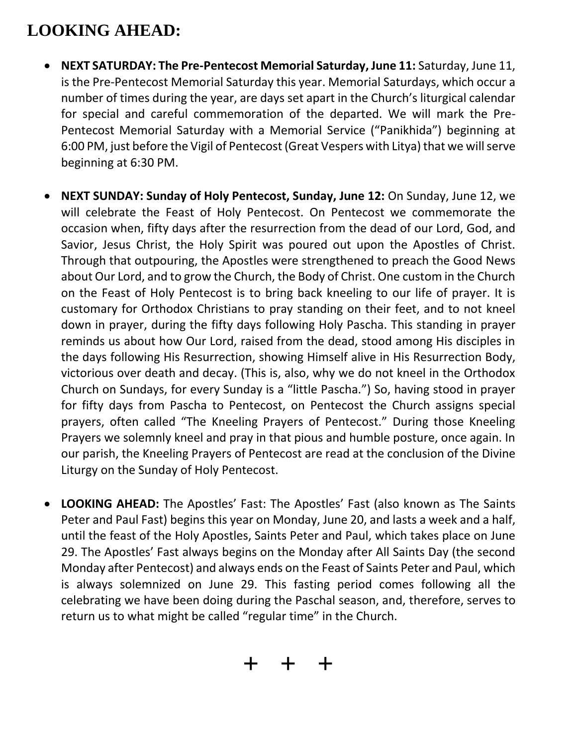# LOOKING AHEAD:

- **NEXT SATURDAY: The Pre-Pentecost Memorial Saturday, June 11:** Saturday, June 11, is the Pre-Pentecost Memorial Saturday this year. Memorial Saturdays, which occur a number of times during the year, are days set apart in the Church's liturgical calendar for special and careful commemoration of the departed. We will mark the Pre-Pentecost Memorial Saturday with a Memorial Service ("Panikhida") beginning at 6:00 PM, just before the Vigil of Pentecost (Great Vespers with Litya) that we will serve beginning at 6:30 PM.

- **NEXT SUNDAY: Sunday of Holy Pentecost, Sunday, June 12:** On Sunday, June 12, we will celebrate the Feast of Holy Pentecost. On Pentecost we commemorate the occasion when, fifty days after the resurrection from the dead of our Lord, God, and Savior, Jesus Christ, the Holy Spirit was poured out upon the Apostles of Christ. Through that outpouring, the Apostles were strengthened to preach the Good News about Our Lord, and to grow the Church, the Body of Christ. One custom in the Church on the Feast of Holy Pentecost is to bring back kneeling to our life of prayer. It is customary for Orthodox Christians to pray standing on their feet, and to not kneel down in prayer, during the fifty days following Holy Pascha. This standing in prayer reminds us about how Our Lord, raised from the dead, stood among His disciples in the days following His Resurrection, showing Himself alive in His Resurrection Body, victorious over death and decay. (This is, also, why we do not kneel in the Orthodox Church on Sundays, for every Sunday is a "little Pascha.") So, having stood in prayer for fifty days from Pascha to Pentecost, on Pentecost the Church assigns special prayers, often called "The Kneeling Prayers of Pentecost." During those Kneeling Prayers we solemnly kneel and pray in that pious and humble posture, once again. In our parish, the Kneeling Prayers of Pentecost are read at the conclusion of the Divine Liturgy on the Sunday of Holy Pentecost.

- **LOOKING AHEAD:** The Apostles' Fast: The Apostles' Fast (also known as The Saints Peter and Paul Fast) begins this year on Monday, June 20, and lasts a week and a half, until the feast of the Holy Apostles, Saints Peter and Paul, which takes place on June 29. The Apostles' Fast always begins on the Monday after All Saints Day (the second Monday after Pentecost) and always ends on the Feast of Saints Peter and Paul, which is always solemnized on June 29. This fasting period comes following all the celebrating we have been doing during the Paschal season, and, therefore, serves to return us to what might be called "regular time" in the Church.

+ + +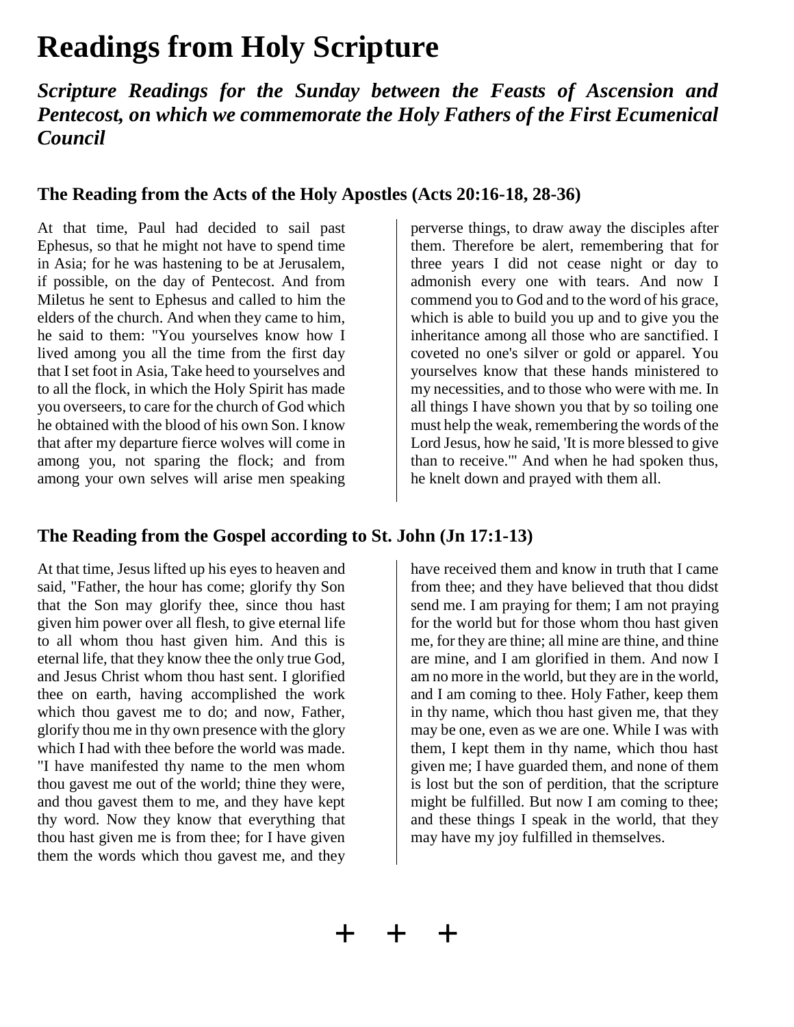# Readings from Holy Scripture

## *Scripture Readings for the Sunday between the Feasts of Ascension and Pentecost, on which we commemorate the Holy Fathers of the First Ecumenical Council*

### The Reading from the Acts of the Holy Apostles (Acts 20:16-18, 28-36)

At that time, Paul had decided to sail past Ephesus, so that he might not have to spend time in Asia; for he was hastening to be at Jerusalem, if possible, on the day of Pentecost. And from Miletus he sent to Ephesus and called to him the elders of the church. And when they came to him, he said to them: "You yourselves know how I lived among you all the time from the first day that I set foot in Asia, Take heed to yourselves and to all the flock, in which the Holy Spirit has made you overseers, to care for the church of God which he obtained with the blood of his own Son. I know that after my departure fierce wolves will come in among you, not sparing the flock; and from among your own selves will arise men speaking perverse things, to draw away the disciples after them. Therefore be alert, remembering that for three years I did not cease night or day to admonish every one with tears. And now I commend you to God and to the word of his grace, which is able to build you up and to give you the inheritance among all those who are sanctified. I coveted no one's silver or gold or apparel. You yourselves know that these hands ministered to my necessities, and to those who were with me. In all things I have shown you that by so toiling one must help the weak, remembering the words of the Lord Jesus, how he said, 'It is more blessed to give than to receive.'" And when he had spoken thus, he knelt down and prayed with them all.

### The Reading from the Gospel according to St. John (Jn 17:1-13)

At that time, Jesus lifted up his eyes to heaven and said, "Father, the hour has come; glorify thy Son that the Son may glorify thee, since thou hast given him power over all flesh, to give eternal life to all whom thou hast given him. And this is eternal life, that they know thee the only true God, and Jesus Christ whom thou hast sent. I glorified thee on earth, having accomplished the work which thou gavest me to do; and now, Father, glorify thou me in thy own presence with the glory which I had with thee before the world was made. "I have manifested thy name to the men whom thou gavest me out of the world; thine they were, and thou gavest them to me, and they have kept thy word. Now they know that everything that thou hast given me is from thee; for I have given them the words which thou gavest me, and they have received them and know in truth that I came from thee; and they have believed that thou didst send me. I am praying for them; I am not praying for the world but for those whom thou hast given me, for they are thine; all mine are thine, and thine are mine, and I am glorified in them. And now I am no more in the world, but they are in the world, and I am coming to thee. Holy Father, keep them in thy name, which thou hast given me, that they may be one, even as we are one. While I was with them, I kept them in thy name, which thou hast given me; I have guarded them, and none of them is lost but the son of perdition, that the scripture might be fulfilled. But now I am coming to thee; and these things I speak in the world, that they may have my joy fulfilled in themselves.

\+ + +